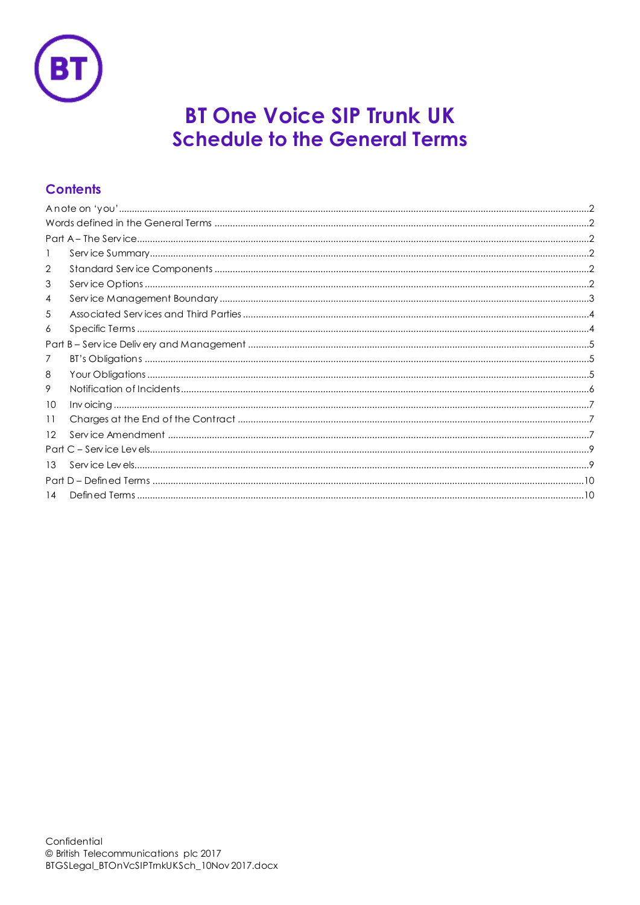# BT One Voice SIP Trunk UK
# Schedule to the General Terms

## Contents

A note on 'you' ..... 2
Words defined in the General Terms ..... 2
Part A – The Service ..... 2
1 Service Summary ..... 2
2 Standard Service Components ..... 2
3 Service Options ..... 2
4 Service Management Boundary ..... 3
5 Associated Services and Third Parties ..... 4
6 Specific Terms ..... 4
Part B – Service Delivery and Management ..... 5
7 BT's Obligations ..... 5
8 Your Obligations ..... 5
9 Notification of Incidents ..... 6
10 Invoicing ..... 7
11 Charges at the End of the Contract ..... 7
12 Service Amendment ..... 7
Part C – Service Levels ..... 9
13 Service Levels ..... 9
Part D – Defined Terms ..... 10
14 Defined Terms ..... 10

Confidential
© British Telecommunications plc 2017
BTGSLegal_BTOnVcSIPTrnkUKSch_10Nov2017.docx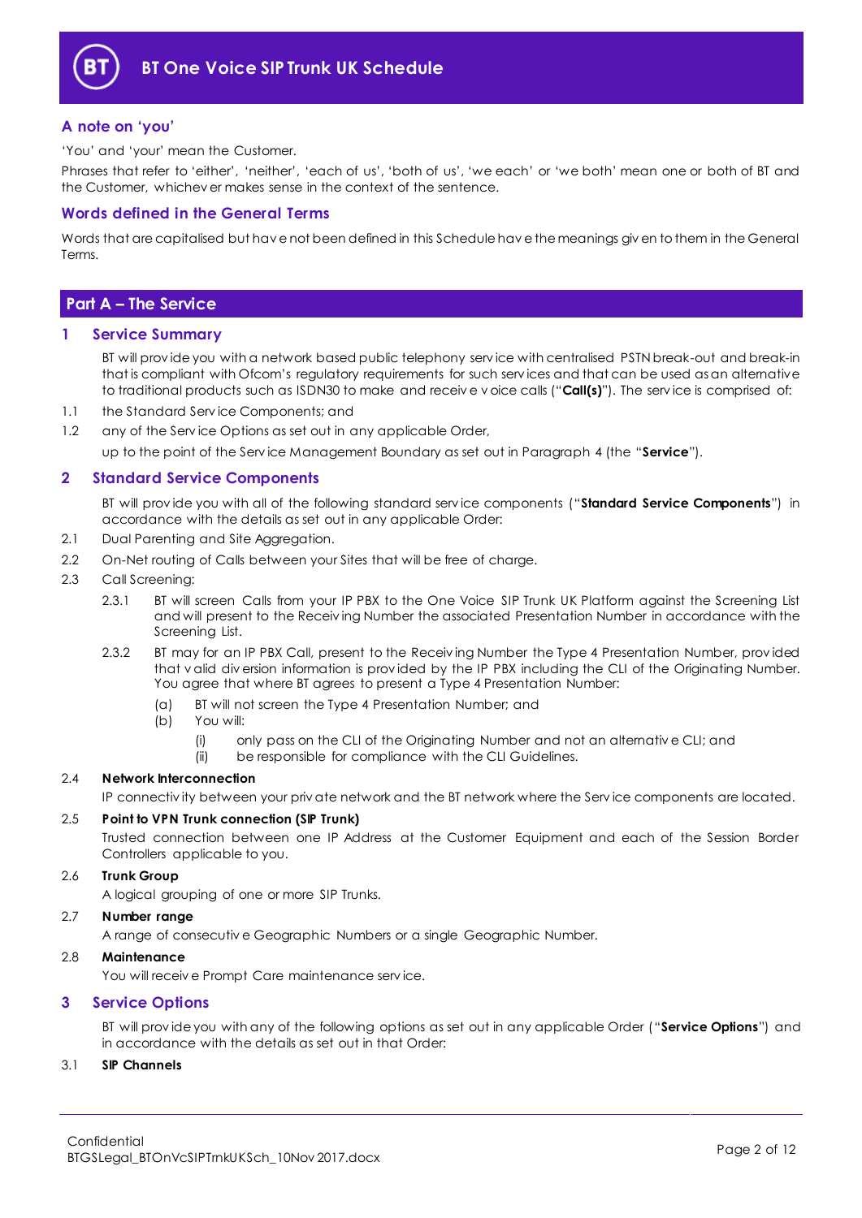## A note on 'you'

'You' and 'your' mean the Customer.

Phrases that refer to 'either', 'neither', 'each of us', 'both of us', 'we each' or 'we both' mean one or both of BT and the Customer, whichever makes sense in the context of the sentence.

## Words defined in the General Terms

Words that are capitalised but have not been defined in this Schedule have the meanings given to them in the General Terms.

# Part A – The Service

## 1 Service Summary

BT will provide you with a network based public telephony service with centralised PSTN break-out and break-in that is compliant with Ofcom's regulatory requirements for such services and that can be used as an alternative to traditional products such as ISDN30 to make and receive voice calls ("**Call(s)**"). The service is comprised of:

1.1 the Standard Service Components; and

1.2 any of the Service Options as set out in any applicable Order,

up to the point of the Service Management Boundary as set out in Paragraph 4 (the "**Service**").

## 2 Standard Service Components

BT will provide you with all of the following standard service components ("**Standard Service Components**") in accordance with the details as set out in any applicable Order:

2.1 Dual Parenting and Site Aggregation.

2.2 On-Net routing of Calls between your Sites that will be free of charge.

2.3 Call Screening:

2.3.1 BT will screen Calls from your IP PBX to the One Voice SIP Trunk UK Platform against the Screening List and will present to the Receiving Number the associated Presentation Number in accordance with the Screening List.

2.3.2 BT may for an IP PBX Call, present to the Receiving Number the Type 4 Presentation Number, provided that valid diversion information is provided by the IP PBX including the CLI of the Originating Number. You agree that where BT agrees to present a Type 4 Presentation Number:

(a) BT will not screen the Type 4 Presentation Number; and

(b) You will:

(i) only pass on the CLI of the Originating Number and not an alternative CLI; and

(ii) be responsible for compliance with the CLI Guidelines.

2.4 **Network Interconnection**

IP connectivity between your private network and the BT network where the Service components are located.

2.5 **Point to VPN Trunk connection (SIP Trunk)**

Trusted connection between one IP Address at the Customer Equipment and each of the Session Border Controllers applicable to you.

2.6 **Trunk Group**

A logical grouping of one or more SIP Trunks.

2.7 **Number range**

A range of consecutive Geographic Numbers or a single Geographic Number.

2.8 **Maintenance**

You will receive Prompt Care maintenance service.

## 3 Service Options

BT will provide you with any of the following options as set out in any applicable Order ("**Service Options**") and in accordance with the details as set out in that Order:

3.1 **SIP Channels**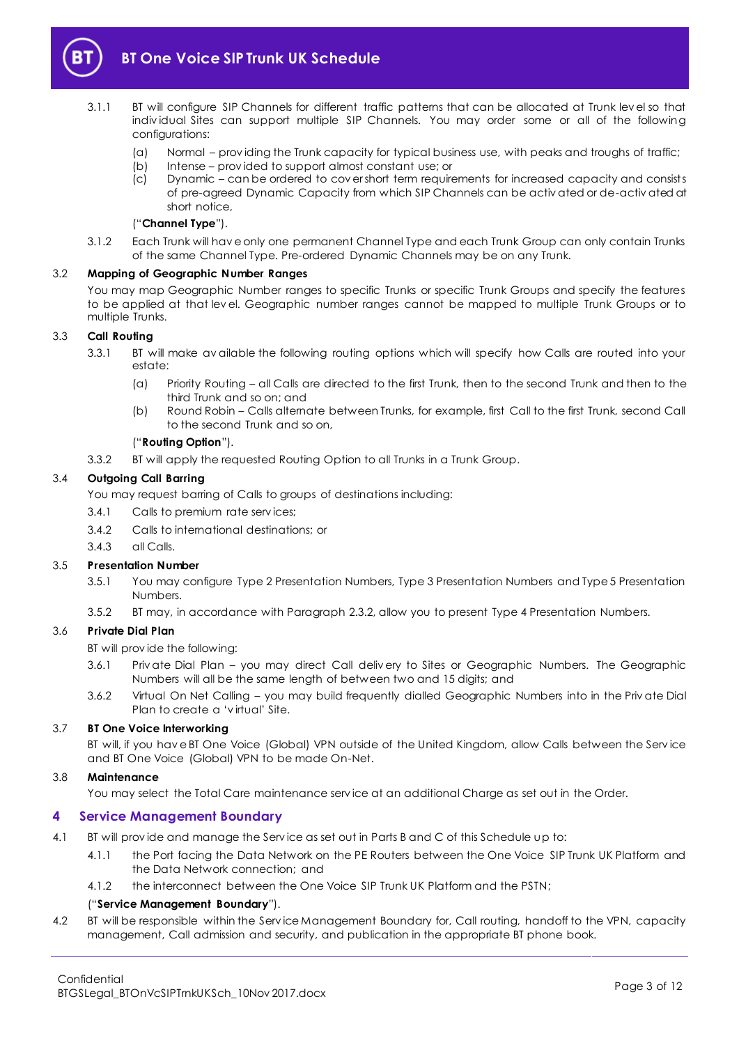3.1.1 BT will configure SIP Channels for different traffic patterns that can be allocated at Trunk level so that individual Sites can support multiple SIP Channels. You may order some or all of the following configurations:

(a) Normal – providing the Trunk capacity for typical business use, with peaks and troughs of traffic;

(b) Intense – provided to support almost constant use; or

(c) Dynamic – can be ordered to cover short term requirements for increased capacity and consists of pre-agreed Dynamic Capacity from which SIP Channels can be activated or de-activated at short notice,

("**Channel Type**").

3.1.2 Each Trunk will have only one permanent Channel Type and each Trunk Group can only contain Trunks of the same Channel Type. Pre-ordered Dynamic Channels may be on any Trunk.

### 3.2 Mapping of Geographic Number Ranges

You may map Geographic Number ranges to specific Trunks or specific Trunk Groups and specify the features to be applied at that level. Geographic number ranges cannot be mapped to multiple Trunk Groups or to multiple Trunks.

### 3.3 Call Routing

3.3.1 BT will make available the following routing options which will specify how Calls are routed into your estate:

(a) Priority Routing – all Calls are directed to the first Trunk, then to the second Trunk and then to the third Trunk and so on; and

(b) Round Robin – Calls alternate between Trunks, for example, first Call to the first Trunk, second Call to the second Trunk and so on,

("**Routing Option**").

3.3.2 BT will apply the requested Routing Option to all Trunks in a Trunk Group.

### 3.4 Outgoing Call Barring

You may request barring of Calls to groups of destinations including:

3.4.1 Calls to premium rate services;

3.4.2 Calls to international destinations; or

3.4.3 all Calls.

### 3.5 Presentation Number

3.5.1 You may configure Type 2 Presentation Numbers, Type 3 Presentation Numbers and Type 5 Presentation Numbers.

3.5.2 BT may, in accordance with Paragraph 2.3.2, allow you to present Type 4 Presentation Numbers.

### 3.6 Private Dial Plan

BT will provide the following:

3.6.1 Private Dial Plan – you may direct Call delivery to Sites or Geographic Numbers. The Geographic Numbers will all be the same length of between two and 15 digits; and

3.6.2 Virtual On Net Calling – you may build frequently dialled Geographic Numbers into in the Private Dial Plan to create a 'virtual' Site.

### 3.7 BT One Voice Interworking

BT will, if you have BT One Voice (Global) VPN outside of the United Kingdom, allow Calls between the Service and BT One Voice (Global) VPN to be made On-Net.

### 3.8 Maintenance

You may select the Total Care maintenance service at an additional Charge as set out in the Order.

## 4 Service Management Boundary

4.1 BT will provide and manage the Service as set out in Parts B and C of this Schedule up to:

4.1.1 the Port facing the Data Network on the PE Routers between the One Voice SIP Trunk UK Platform and the Data Network connection; and

4.1.2 the interconnect between the One Voice SIP Trunk UK Platform and the PSTN;

("**Service Management Boundary**").

4.2 BT will be responsible within the Service Management Boundary for, Call routing, handoff to the VPN, capacity management, Call admission and security, and publication in the appropriate BT phone book.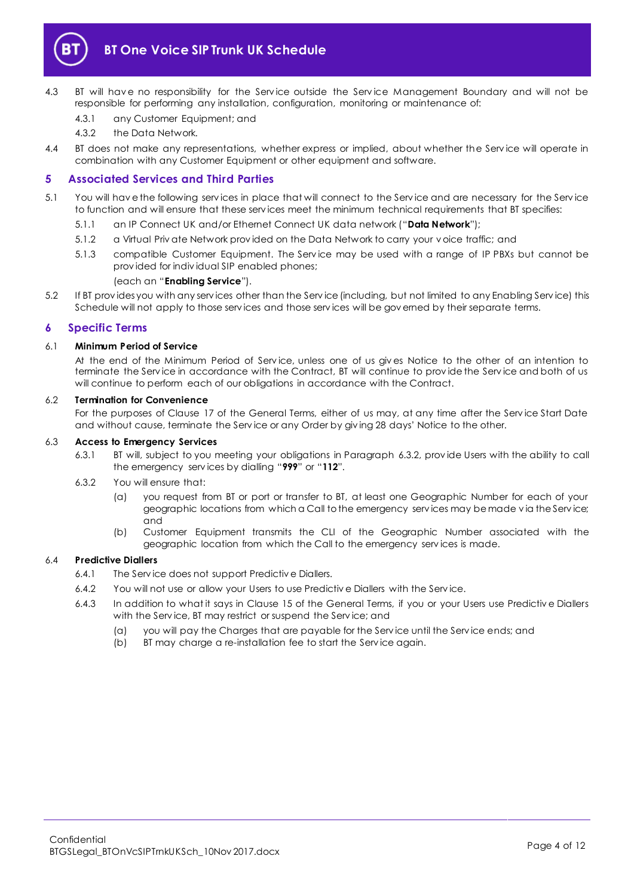4.3 BT will have no responsibility for the Service outside the Service Management Boundary and will not be responsible for performing any installation, configuration, monitoring or maintenance of:

4.3.1 any Customer Equipment; and

4.3.2 the Data Network.

4.4 BT does not make any representations, whether express or implied, about whether the Service will operate in combination with any Customer Equipment or other equipment and software.

## 5 Associated Services and Third Parties

5.1 You will have the following services in place that will connect to the Service and are necessary for the Service to function and will ensure that these services meet the minimum technical requirements that BT specifies:

5.1.1 an IP Connect UK and/or Ethernet Connect UK data network ("**Data Network**");

5.1.2 a Virtual Private Network provided on the Data Network to carry your voice traffic; and

5.1.3 compatible Customer Equipment. The Service may be used with a range of IP PBXs but cannot be provided for individual SIP enabled phones;

(each an "**Enabling Service**").

5.2 If BT provides you with any services other than the Service (including, but not limited to any Enabling Service) this Schedule will not apply to those services and those services will be governed by their separate terms.

## 6 Specific Terms

6.1 **Minimum Period of Service**

At the end of the Minimum Period of Service, unless one of us gives Notice to the other of an intention to terminate the Service in accordance with the Contract, BT will continue to provide the Service and both of us will continue to perform each of our obligations in accordance with the Contract.

6.2 **Termination for Convenience**

For the purposes of Clause 17 of the General Terms, either of us may, at any time after the Service Start Date and without cause, terminate the Service or any Order by giving 28 days' Notice to the other.

6.3 **Access to Emergency Services**

6.3.1 BT will, subject to you meeting your obligations in Paragraph 6.3.2, provide Users with the ability to call the emergency services by dialling "**999**" or "**112**".

6.3.2 You will ensure that:

(a) you request from BT or port or transfer to BT, at least one Geographic Number for each of your geographic locations from which a Call to the emergency services may be made via the Service; and

(b) Customer Equipment transmits the CLI of the Geographic Number associated with the geographic location from which the Call to the emergency services is made.

6.4 **Predictive Diallers**

6.4.1 The Service does not support Predictive Diallers.

6.4.2 You will not use or allow your Users to use Predictive Diallers with the Service.

6.4.3 In addition to what it says in Clause 15 of the General Terms, if you or your Users use Predictive Diallers with the Service, BT may restrict or suspend the Service; and

(a) you will pay the Charges that are payable for the Service until the Service ends; and

(b) BT may charge a re-installation fee to start the Service again.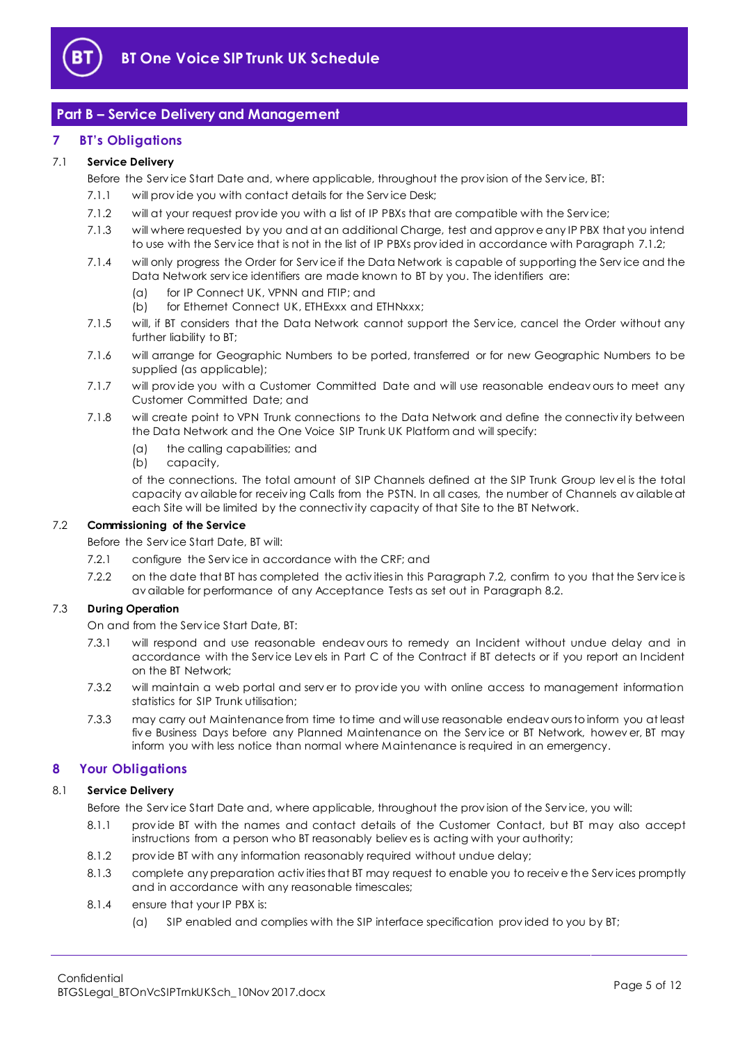## Part B – Service Delivery and Management

### 7 BT's Obligations

**7.1 Service Delivery**

Before the Service Start Date and, where applicable, throughout the provision of the Service, BT:

7.1.1 will provide you with contact details for the Service Desk;

7.1.2 will at your request provide you with a list of IP PBXs that are compatible with the Service;

7.1.3 will where requested by you and at an additional Charge, test and approve any IP PBX that you intend to use with the Service that is not in the list of IP PBXs provided in accordance with Paragraph 7.1.2;

7.1.4 will only progress the Order for Service if the Data Network is capable of supporting the Service and the Data Network service identifiers are made known to BT by you. The identifiers are:

(a) for IP Connect UK, VPNN and FTIP; and

(b) for Ethernet Connect UK, ETHExxx and ETHNxxx;

7.1.5 will, if BT considers that the Data Network cannot support the Service, cancel the Order without any further liability to BT;

7.1.6 will arrange for Geographic Numbers to be ported, transferred or for new Geographic Numbers to be supplied (as applicable);

7.1.7 will provide you with a Customer Committed Date and will use reasonable endeavours to meet any Customer Committed Date; and

7.1.8 will create point to VPN Trunk connections to the Data Network and define the connectivity between the Data Network and the One Voice SIP Trunk UK Platform and will specify:

(a) the calling capabilities; and

(b) capacity,

of the connections. The total amount of SIP Channels defined at the SIP Trunk Group level is the total capacity available for receiving Calls from the PSTN. In all cases, the number of Channels available at each Site will be limited by the connectivity capacity of that Site to the BT Network.

**7.2 Commissioning of the Service**

Before the Service Start Date, BT will:

7.2.1 configure the Service in accordance with the CRF; and

7.2.2 on the date that BT has completed the activities in this Paragraph 7.2, confirm to you that the Service is available for performance of any Acceptance Tests as set out in Paragraph 8.2.

**7.3 During Operation**

On and from the Service Start Date, BT:

7.3.1 will respond and use reasonable endeavours to remedy an Incident without undue delay and in accordance with the Service Levels in Part C of the Contract if BT detects or if you report an Incident on the BT Network;

7.3.2 will maintain a web portal and server to provide you with online access to management information statistics for SIP Trunk utilisation;

7.3.3 may carry out Maintenance from time to time and will use reasonable endeavours to inform you at least five Business Days before any Planned Maintenance on the Service or BT Network, however, BT may inform you with less notice than normal where Maintenance is required in an emergency.

### 8 Your Obligations

**8.1 Service Delivery**

Before the Service Start Date and, where applicable, throughout the provision of the Service, you will:

8.1.1 provide BT with the names and contact details of the Customer Contact, but BT may also accept instructions from a person who BT reasonably believes is acting with your authority;

8.1.2 provide BT with any information reasonably required without undue delay;

8.1.3 complete any preparation activities that BT may request to enable you to receive the Services promptly and in accordance with any reasonable timescales;

8.1.4 ensure that your IP PBX is:

(a) SIP enabled and complies with the SIP interface specification provided to you by BT;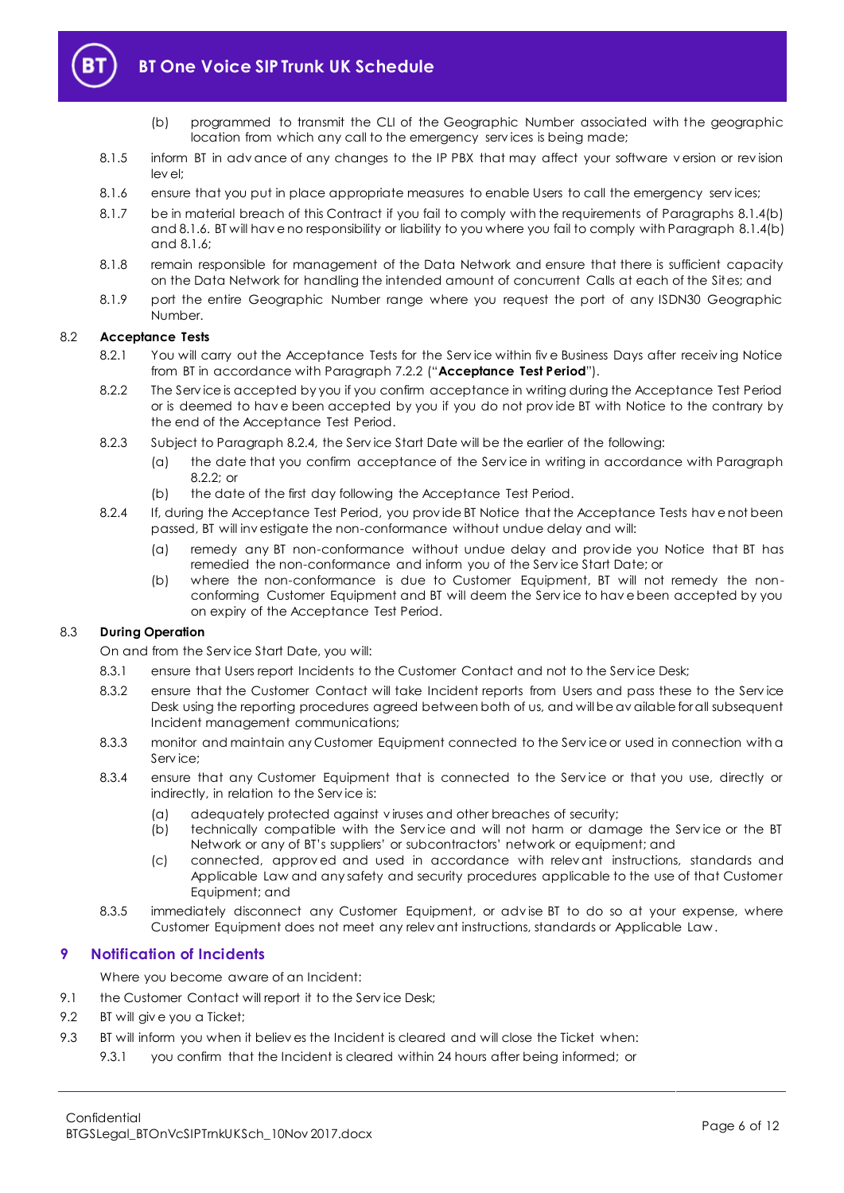(b) programmed to transmit the CLI of the Geographic Number associated with the geographic location from which any call to the emergency services is being made;

8.1.5 inform BT in advance of any changes to the IP PBX that may affect your software version or revision level;

8.1.6 ensure that you put in place appropriate measures to enable Users to call the emergency services;

8.1.7 be in material breach of this Contract if you fail to comply with the requirements of Paragraphs 8.1.4(b) and 8.1.6. BT will have no responsibility or liability to you where you fail to comply with Paragraph 8.1.4(b) and 8.1.6;

8.1.8 remain responsible for management of the Data Network and ensure that there is sufficient capacity on the Data Network for handling the intended amount of concurrent Calls at each of the Sites; and

8.1.9 port the entire Geographic Number range where you request the port of any ISDN30 Geographic Number.

8.2 **Acceptance Tests**

8.2.1 You will carry out the Acceptance Tests for the Service within five Business Days after receiving Notice from BT in accordance with Paragraph 7.2.2 ("**Acceptance Test Period**").

8.2.2 The Service is accepted by you if you confirm acceptance in writing during the Acceptance Test Period or is deemed to have been accepted by you if you do not provide BT with Notice to the contrary by the end of the Acceptance Test Period.

8.2.3 Subject to Paragraph 8.2.4, the Service Start Date will be the earlier of the following:

(a) the date that you confirm acceptance of the Service in writing in accordance with Paragraph 8.2.2; or

(b) the date of the first day following the Acceptance Test Period.

8.2.4 If, during the Acceptance Test Period, you provide BT Notice that the Acceptance Tests have not been passed, BT will investigate the non-conformance without undue delay and will:

(a) remedy any BT non-conformance without undue delay and provide you Notice that BT has remedied the non-conformance and inform you of the Service Start Date; or

(b) where the non-conformance is due to Customer Equipment, BT will not remedy the non-conforming Customer Equipment and BT will deem the Service to have been accepted by you on expiry of the Acceptance Test Period.

8.3 **During Operation**

On and from the Service Start Date, you will:

8.3.1 ensure that Users report Incidents to the Customer Contact and not to the Service Desk;

8.3.2 ensure that the Customer Contact will take Incident reports from Users and pass these to the Service Desk using the reporting procedures agreed between both of us, and will be available for all subsequent Incident management communications;

8.3.3 monitor and maintain any Customer Equipment connected to the Service or used in connection with a Service;

8.3.4 ensure that any Customer Equipment that is connected to the Service or that you use, directly or indirectly, in relation to the Service is:

(a) adequately protected against viruses and other breaches of security;

(b) technically compatible with the Service and will not harm or damage the Service or the BT Network or any of BT's suppliers' or subcontractors' network or equipment; and

(c) connected, approved and used in accordance with relevant instructions, standards and Applicable Law and any safety and security procedures applicable to the use of that Customer Equipment; and

8.3.5 immediately disconnect any Customer Equipment, or advise BT to do so at your expense, where Customer Equipment does not meet any relevant instructions, standards or Applicable Law.

## 9 Notification of Incidents

Where you become aware of an Incident:

9.1 the Customer Contact will report it to the Service Desk;

9.2 BT will give you a Ticket;

9.3 BT will inform you when it believes the Incident is cleared and will close the Ticket when:

9.3.1 you confirm that the Incident is cleared within 24 hours after being informed; or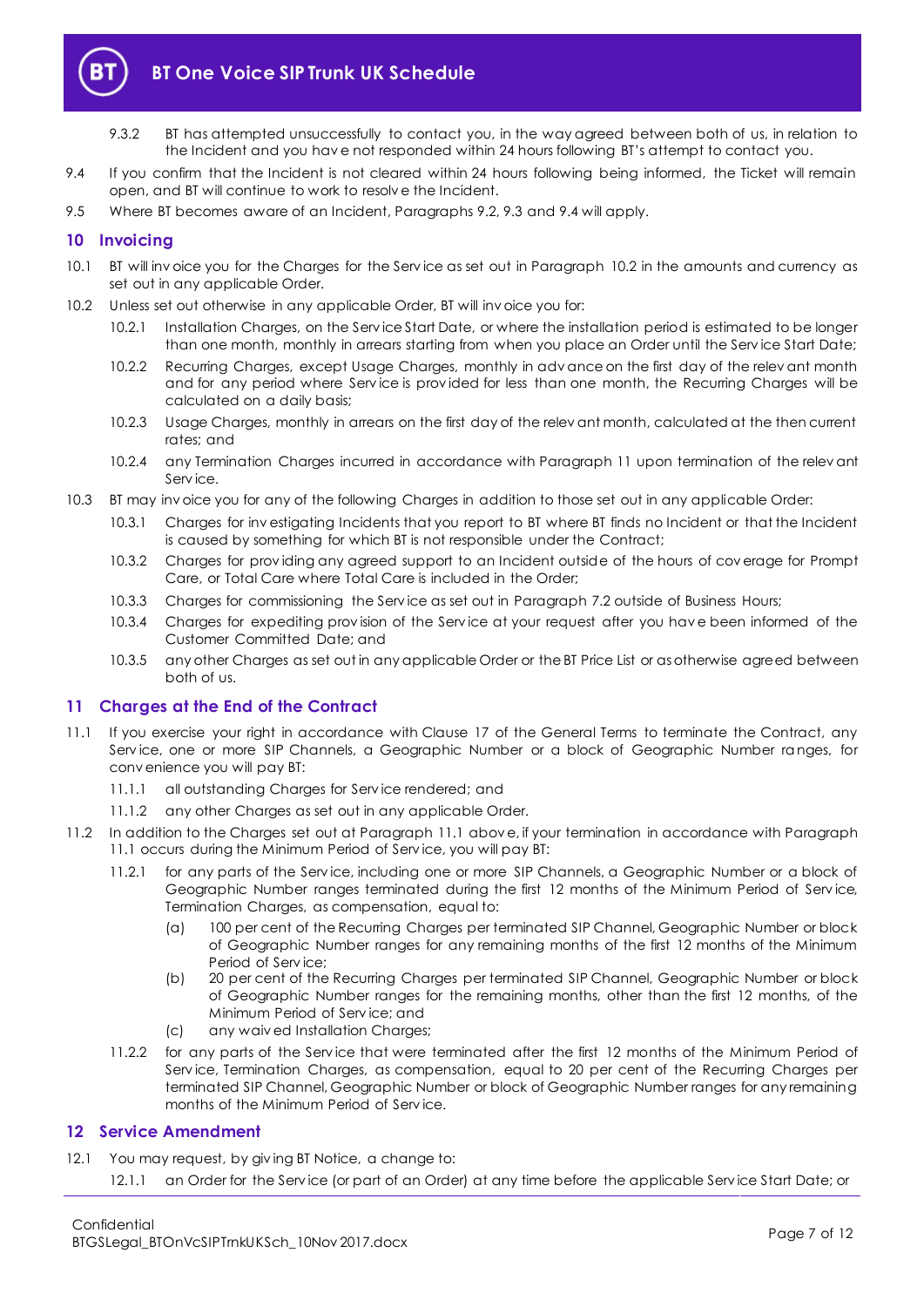9.3.2 BT has attempted unsuccessfully to contact you, in the way agreed between both of us, in relation to the Incident and you have not responded within 24 hours following BT's attempt to contact you.

9.4 If you confirm that the Incident is not cleared within 24 hours following being informed, the Ticket will remain open, and BT will continue to work to resolve the Incident.

9.5 Where BT becomes aware of an Incident, Paragraphs 9.2, 9.3 and 9.4 will apply.

## 10 Invoicing

10.1 BT will invoice you for the Charges for the Service as set out in Paragraph 10.2 in the amounts and currency as set out in any applicable Order.

10.2 Unless set out otherwise in any applicable Order, BT will invoice you for:

10.2.1 Installation Charges, on the Service Start Date, or where the installation period is estimated to be longer than one month, monthly in arrears starting from when you place an Order until the Service Start Date;

10.2.2 Recurring Charges, except Usage Charges, monthly in advance on the first day of the relevant month and for any period where Service is provided for less than one month, the Recurring Charges will be calculated on a daily basis;

10.2.3 Usage Charges, monthly in arrears on the first day of the relevant month, calculated at the then current rates; and

10.2.4 any Termination Charges incurred in accordance with Paragraph 11 upon termination of the relevant Service.

10.3 BT may invoice you for any of the following Charges in addition to those set out in any applicable Order:

10.3.1 Charges for investigating Incidents that you report to BT where BT finds no Incident or that the Incident is caused by something for which BT is not responsible under the Contract;

10.3.2 Charges for providing any agreed support to an Incident outside of the hours of coverage for Prompt Care, or Total Care where Total Care is included in the Order;

10.3.3 Charges for commissioning the Service as set out in Paragraph 7.2 outside of Business Hours;

10.3.4 Charges for expediting provision of the Service at your request after you have been informed of the Customer Committed Date; and

10.3.5 any other Charges as set out in any applicable Order or the BT Price List or as otherwise agreed between both of us.

## 11 Charges at the End of the Contract

11.1 If you exercise your right in accordance with Clause 17 of the General Terms to terminate the Contract, any Service, one or more SIP Channels, a Geographic Number or a block of Geographic Number ranges, for convenience you will pay BT:

11.1.1 all outstanding Charges for Service rendered; and

11.1.2 any other Charges as set out in any applicable Order.

11.2 In addition to the Charges set out at Paragraph 11.1 above, if your termination in accordance with Paragraph 11.1 occurs during the Minimum Period of Service, you will pay BT:

11.2.1 for any parts of the Service, including one or more SIP Channels, a Geographic Number or a block of Geographic Number ranges terminated during the first 12 months of the Minimum Period of Service, Termination Charges, as compensation, equal to:

(a) 100 per cent of the Recurring Charges per terminated SIP Channel, Geographic Number or block of Geographic Number ranges for any remaining months of the first 12 months of the Minimum Period of Service;

(b) 20 per cent of the Recurring Charges per terminated SIP Channel, Geographic Number or block of Geographic Number ranges for the remaining months, other than the first 12 months, of the Minimum Period of Service; and

(c) any waived Installation Charges;

11.2.2 for any parts of the Service that were terminated after the first 12 months of the Minimum Period of Service, Termination Charges, as compensation, equal to 20 per cent of the Recurring Charges per terminated SIP Channel, Geographic Number or block of Geographic Number ranges for any remaining months of the Minimum Period of Service.

## 12 Service Amendment

12.1 You may request, by giving BT Notice, a change to:

12.1.1 an Order for the Service (or part of an Order) at any time before the applicable Service Start Date; or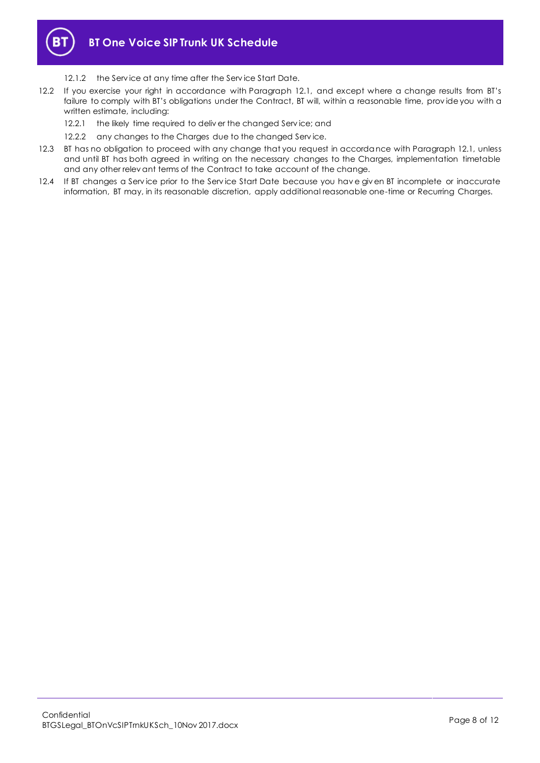12.1.2 the Service at any time after the Service Start Date.

12.2 If you exercise your right in accordance with Paragraph 12.1, and except where a change results from BT's failure to comply with BT's obligations under the Contract, BT will, within a reasonable time, provide you with a written estimate, including:

12.2.1 the likely time required to deliver the changed Service; and

12.2.2 any changes to the Charges due to the changed Service.

12.3 BT has no obligation to proceed with any change that you request in accordance with Paragraph 12.1, unless and until BT has both agreed in writing on the necessary changes to the Charges, implementation timetable and any other relevant terms of the Contract to take account of the change.

12.4 If BT changes a Service prior to the Service Start Date because you have given BT incomplete or inaccurate information, BT may, in its reasonable discretion, apply additional reasonable one-time or Recurring Charges.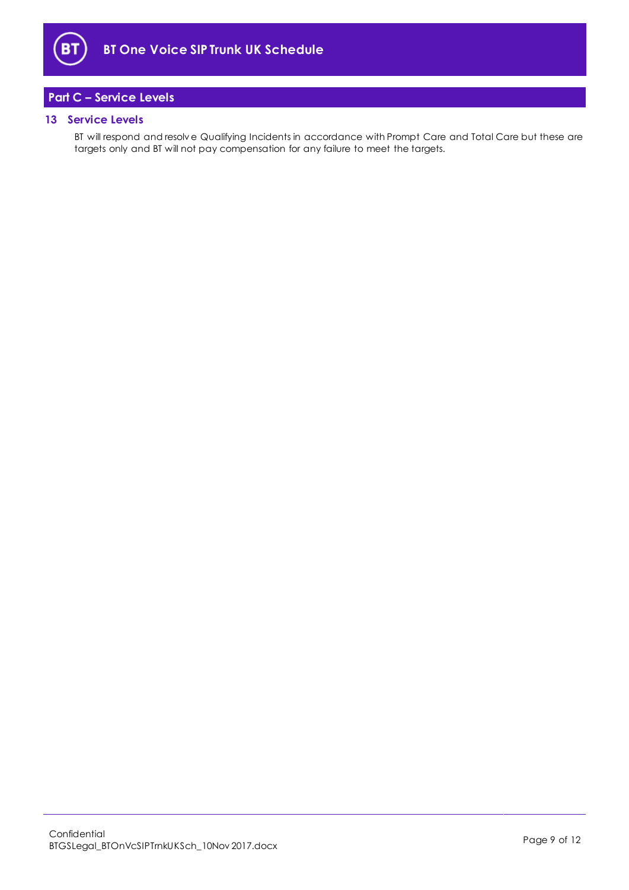## Part C – Service Levels

### 13 Service Levels

BT will respond and resolve Qualifying Incidents in accordance with Prompt Care and Total Care but these are targets only and BT will not pay compensation for any failure to meet the targets.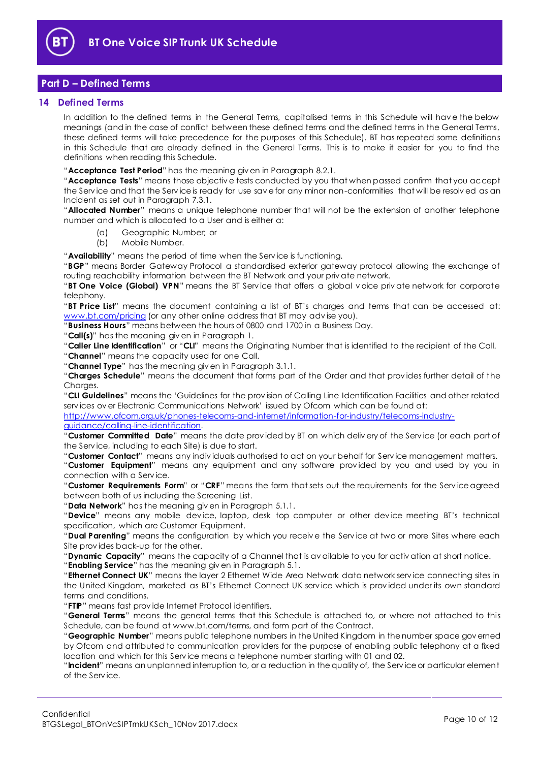## Part D – Defined Terms

### 14 Defined Terms

In addition to the defined terms in the General Terms, capitalised terms in this Schedule will have the below meanings (and in the case of conflict between these defined terms and the defined terms in the General Terms, these defined terms will take precedence for the purposes of this Schedule). BT has repeated some definitions in this Schedule that are already defined in the General Terms. This is to make it easier for you to find the definitions when reading this Schedule.

"**Acceptance Test Period**" has the meaning given in Paragraph 8.2.1.

"**Acceptance Tests**" means those objective tests conducted by you that when passed confirm that you accept the Service and that the Service is ready for use save for any minor non-conformities that will be resolved as an Incident as set out in Paragraph 7.3.1.

"**Allocated Number**" means a unique telephone number that will not be the extension of another telephone number and which is allocated to a User and is either a:

(a) Geographic Number; or

(b) Mobile Number.

"**Availability**" means the period of time when the Service is functioning.

"**BGP**" means Border Gateway Protocol a standardised exterior gateway protocol allowing the exchange of routing reachability information between the BT Network and your private network.

"**BT One Voice (Global) VPN**" means the BT Service that offers a global voice private network for corporate telephony.

"**BT Price List**" means the document containing a list of BT's charges and terms that can be accessed at: [www.bt.com/pricing](http://www.bt.com/pricing) (or any other online address that BT may advise you).

"**Business Hours**" means between the hours of 0800 and 1700 in a Business Day.

"**Call(s)**" has the meaning given in Paragraph 1.

"**Caller Line Identification**" or "**CLI**" means the Originating Number that is identified to the recipient of the Call.

"**Channel**" means the capacity used for one Call.

"**Channel Type**" has the meaning given in Paragraph 3.1.1.

"**Charges Schedule**" means the document that forms part of the Order and that provides further detail of the Charges.

"**CLI Guidelines**" means the 'Guidelines for the provision of Calling Line Identification Facilities and other related services over Electronic Communications Network' issued by Ofcom which can be found at: [http://www.ofcom.org.uk/phones-telecoms-and-internet/information-for-industry/telecoms-industry-guidance/calling-line-identification](http://www.ofcom.org.uk/phones-telecoms-and-internet/information-for-industry/telecoms-industry-guidance/calling-line-identification).

"**Customer Committed Date**" means the date provided by BT on which delivery of the Service (or each part of the Service, including to each Site) is due to start.

"**Customer Contact**" means any individuals authorised to act on your behalf for Service management matters.

"**Customer Equipment**" means any equipment and any software provided by you and used by you in connection with a Service.

"**Customer Requirements Form**" or "**CRF**" means the form that sets out the requirements for the Service agreed between both of us including the Screening List.

"**Data Network**" has the meaning given in Paragraph 5.1.1.

"**Device**" means any mobile device, laptop, desk top computer or other device meeting BT's technical specification, which are Customer Equipment.

"**Dual Parenting**" means the configuration by which you receive the Service at two or more Sites where each Site provides back-up for the other.

"**Dynamic Capacity**" means the capacity of a Channel that is available to you for activation at short notice.

"**Enabling Service**" has the meaning given in Paragraph 5.1.

"**Ethernet Connect UK**" means the layer 2 Ethernet Wide Area Network data network service connecting sites in the United Kingdom, marketed as BT's Ethernet Connect UK service which is provided under its own standard terms and conditions.

"**FTIP**" means fast provide Internet Protocol identifiers.

"**General Terms**" means the general terms that this Schedule is attached to, or where not attached to this Schedule, can be found at www.bt.com/terms, and form part of the Contract.

"**Geographic Number**" means public telephone numbers in the United Kingdom in the number space governed by Ofcom and attributed to communication providers for the purpose of enabling public telephony at a fixed location and which for this Service means a telephone number starting with 01 and 02.

"**Incident**" means an unplanned interruption to, or a reduction in the quality of, the Service or particular element of the Service.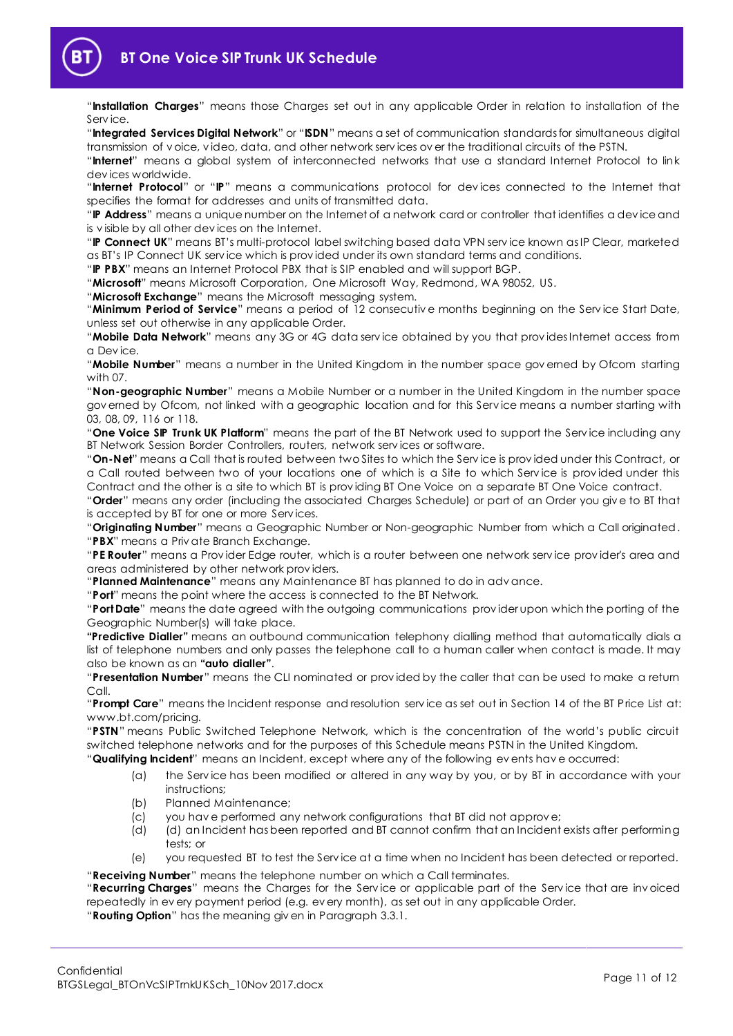"**Installation Charges**" means those Charges set out in any applicable Order in relation to installation of the Service.

"**Integrated Services Digital Network**" or "**ISDN**" means a set of communication standards for simultaneous digital transmission of voice, video, data, and other network services over the traditional circuits of the PSTN.

"**Internet**" means a global system of interconnected networks that use a standard Internet Protocol to link devices worldwide.

"**Internet Protocol**" or "**IP**" means a communications protocol for devices connected to the Internet that specifies the format for addresses and units of transmitted data.

"**IP Address**" means a unique number on the Internet of a network card or controller that identifies a device and is visible by all other devices on the Internet.

"**IP Connect UK**" means BT's multi-protocol label switching based data VPN service known as IP Clear, marketed as BT's IP Connect UK service which is provided under its own standard terms and conditions.

"**IP PBX**" means an Internet Protocol PBX that is SIP enabled and will support BGP.

"**Microsoft**" means Microsoft Corporation, One Microsoft Way, Redmond, WA 98052, US.

"**Microsoft Exchange**" means the Microsoft messaging system.

"**Minimum Period of Service**" means a period of 12 consecutive months beginning on the Service Start Date, unless set out otherwise in any applicable Order.

"**Mobile Data Network**" means any 3G or 4G data service obtained by you that provides Internet access from a Device.

"**Mobile Number**" means a number in the United Kingdom in the number space governed by Ofcom starting with 07.

"**Non-geographic Number**" means a Mobile Number or a number in the United Kingdom in the number space governed by Ofcom, not linked with a geographic location and for this Service means a number starting with 03, 08, 09, 116 or 118.

"**One Voice SIP Trunk UK Platform**" means the part of the BT Network used to support the Service including any BT Network Session Border Controllers, routers, network services or software.

"**On-Net**" means a Call that is routed between two Sites to which the Service is provided under this Contract, or a Call routed between two of your locations one of which is a Site to which Service is provided under this Contract and the other is a site to which BT is providing BT One Voice on a separate BT One Voice contract.

"**Order**" means any order (including the associated Charges Schedule) or part of an Order you give to BT that is accepted by BT for one or more Services.

"**Originating Number**" means a Geographic Number or Non-geographic Number from which a Call originated.

"**PBX**" means a Private Branch Exchange.

"**PE Router**" means a Provider Edge router, which is a router between one network service provider's area and areas administered by other network providers.

"**Planned Maintenance**" means any Maintenance BT has planned to do in advance.

"**Port**" means the point where the access is connected to the BT Network.

"**Port Date**" means the date agreed with the outgoing communications provider upon which the porting of the Geographic Number(s) will take place.

**"Predictive Dialler"** means an outbound communication telephony dialling method that automatically dials a list of telephone numbers and only passes the telephone call to a human caller when contact is made. It may also be known as an **"auto dialler"**.

"**Presentation Number**" means the CLI nominated or provided by the caller that can be used to make a return Call.

"**Prompt Care**" means the Incident response and resolution service as set out in Section 14 of the BT Price List at: www.bt.com/pricing.

"**PSTN**" means Public Switched Telephone Network, which is the concentration of the world's public circuit switched telephone networks and for the purposes of this Schedule means PSTN in the United Kingdom.

"**Qualifying Incident**" means an Incident, except where any of the following events have occurred:

(a) the Service has been modified or altered in any way by you, or by BT in accordance with your instructions;

(b) Planned Maintenance;

(c) you have performed any network configurations that BT did not approve;

(d) (d) an Incident has been reported and BT cannot confirm that an Incident exists after performing tests; or

(e) you requested BT to test the Service at a time when no Incident has been detected or reported.

"**Receiving Number**" means the telephone number on which a Call terminates.

"**Recurring Charges**" means the Charges for the Service or applicable part of the Service that are invoiced repeatedly in every payment period (e.g. every month), as set out in any applicable Order.

"**Routing Option**" has the meaning given in Paragraph 3.3.1.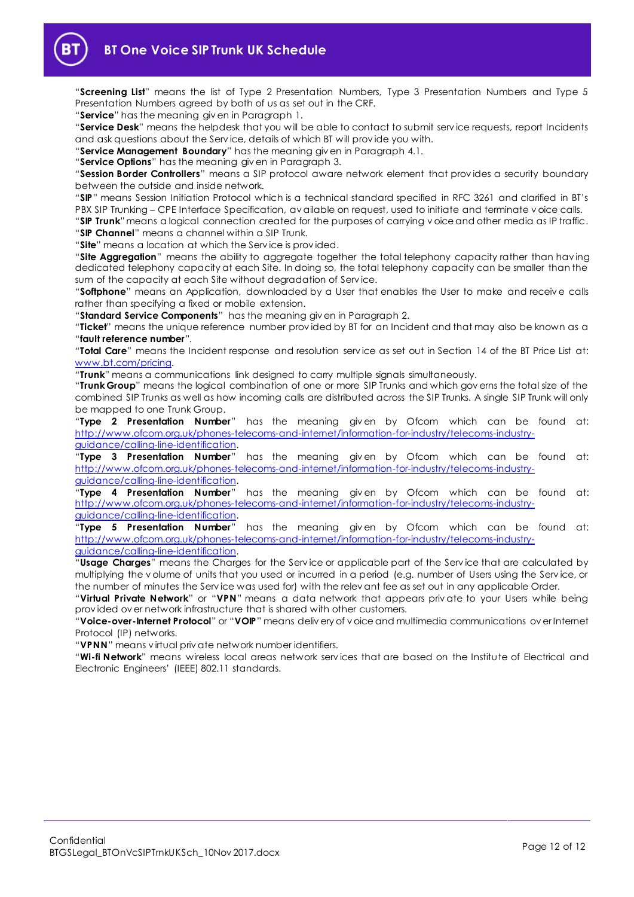"**Screening List**" means the list of Type 2 Presentation Numbers, Type 3 Presentation Numbers and Type 5 Presentation Numbers agreed by both of us as set out in the CRF.

"**Service**" has the meaning given in Paragraph 1.

"**Service Desk**" means the helpdesk that you will be able to contact to submit service requests, report Incidents and ask questions about the Service, details of which BT will provide you with.

"**Service Management Boundary**" has the meaning given in Paragraph 4.1.

"**Service Options**" has the meaning given in Paragraph 3.

"**Session Border Controllers**" means a SIP protocol aware network element that provides a security boundary between the outside and inside network.

"**SIP**" means Session Initiation Protocol which is a technical standard specified in RFC 3261 and clarified in BT's PBX SIP Trunking – CPE Interface Specification, available on request, used to initiate and terminate voice calls.

"**SIP Trunk**" means a logical connection created for the purposes of carrying voice and other media as IP traffic.

"**SIP Channel**" means a channel within a SIP Trunk.

"**Site**" means a location at which the Service is provided.

"**Site Aggregation**" means the ability to aggregate together the total telephony capacity rather than having dedicated telephony capacity at each Site. In doing so, the total telephony capacity can be smaller than the sum of the capacity at each Site without degradation of Service.

"**Softphone**" means an Application, downloaded by a User that enables the User to make and receive calls rather than specifying a fixed or mobile extension.

"**Standard Service Components**" has the meaning given in Paragraph 2.

"**Ticket**" means the unique reference number provided by BT for an Incident and that may also be known as a "**fault reference number**".

"**Total Care**" means the Incident response and resolution service as set out in Section 14 of the BT Price List at: www.bt.com/pricing.

"**Trunk**" means a communications link designed to carry multiple signals simultaneously.

"**Trunk Group**" means the logical combination of one or more SIP Trunks and which governs the total size of the combined SIP Trunks as well as how incoming calls are distributed across the SIP Trunks. A single SIP Trunk will only be mapped to one Trunk Group.

"**Type 2 Presentation Number**" has the meaning given by Ofcom which can be found at: http://www.ofcom.org.uk/phones-telecoms-and-internet/information-for-industry/telecoms-industry-guidance/calling-line-identification.

"**Type 3 Presentation Number**" has the meaning given by Ofcom which can be found at: http://www.ofcom.org.uk/phones-telecoms-and-internet/information-for-industry/telecoms-industry-guidance/calling-line-identification.

"**Type 4 Presentation Number**" has the meaning given by Ofcom which can be found at: http://www.ofcom.org.uk/phones-telecoms-and-internet/information-for-industry/telecoms-industry-guidance/calling-line-identification.

"**Type 5 Presentation Number**" has the meaning given by Ofcom which can be found at: http://www.ofcom.org.uk/phones-telecoms-and-internet/information-for-industry/telecoms-industry-guidance/calling-line-identification.

"**Usage Charges**" means the Charges for the Service or applicable part of the Service that are calculated by multiplying the volume of units that you used or incurred in a period (e.g. number of Users using the Service, or the number of minutes the Service was used for) with the relevant fee as set out in any applicable Order.

"**Virtual Private Network**" or "**VPN**" means a data network that appears private to your Users while being provided over network infrastructure that is shared with other customers.

"**Voice-over-Internet Protocol**" or "**VOIP**" means delivery of voice and multimedia communications over Internet Protocol (IP) networks.

"**VPNN**" means virtual private network number identifiers.

"**Wi-fi Network**" means wireless local areas network services that are based on the Institute of Electrical and Electronic Engineers' (IEEE) 802.11 standards.